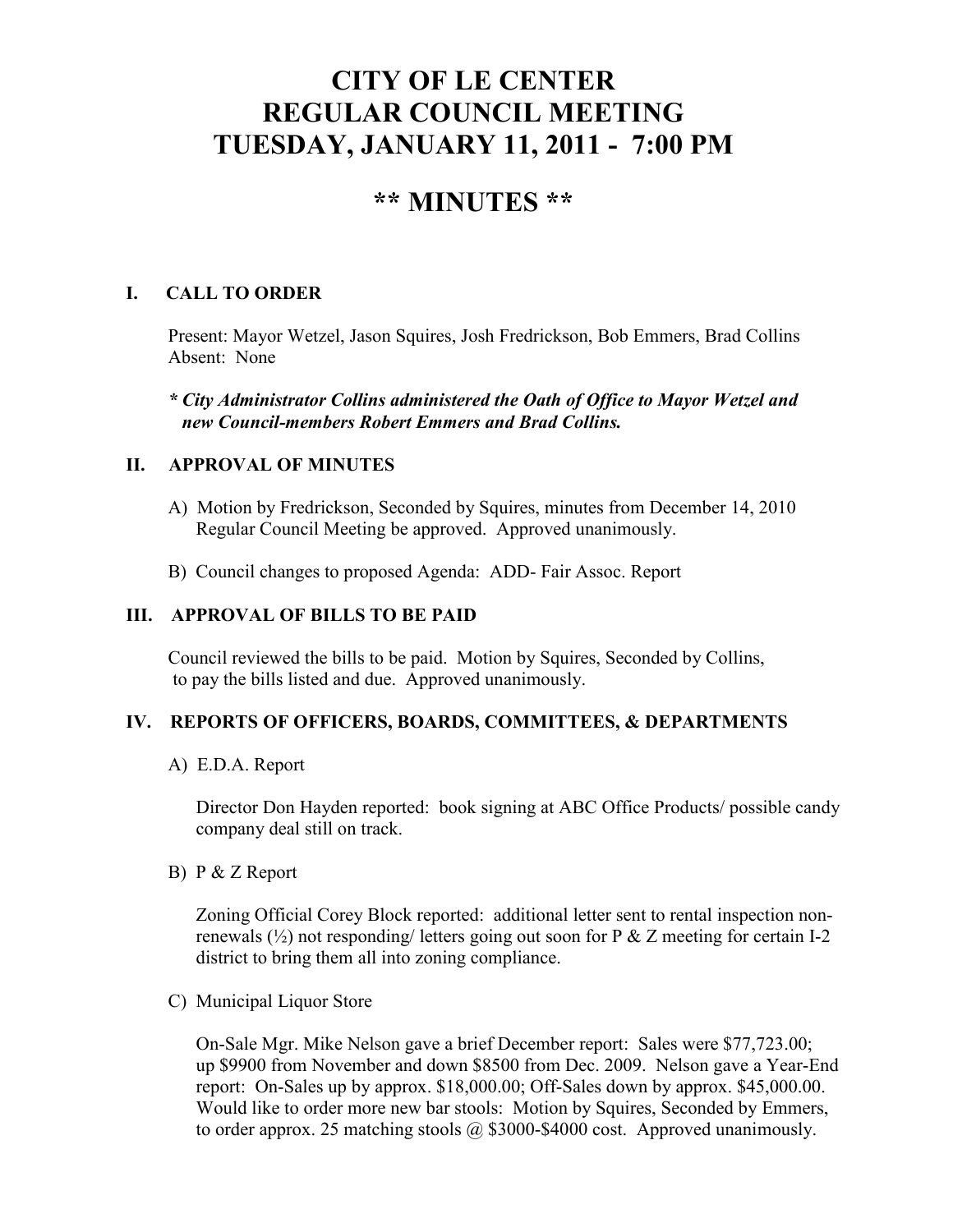# CITY OF LE CENTER
# REGULAR COUNCIL MEETING
# TUESDAY, JANUARY 11, 2011 - 7:00 PM

## ** MINUTES **

### I. CALL TO ORDER

Present: Mayor Wetzel, Jason Squires, Josh Fredrickson, Bob Emmers, Brad Collins
Absent: None

***\* City Administrator Collins administered the Oath of Office to Mayor Wetzel and new Council-members Robert Emmers and Brad Collins.***

### II. APPROVAL OF MINUTES

A) Motion by Fredrickson, Seconded by Squires, minutes from December 14, 2010 Regular Council Meeting be approved. Approved unanimously.

B) Council changes to proposed Agenda: ADD- Fair Assoc. Report

### III. APPROVAL OF BILLS TO BE PAID

Council reviewed the bills to be paid. Motion by Squires, Seconded by Collins, to pay the bills listed and due. Approved unanimously.

### IV. REPORTS OF OFFICERS, BOARDS, COMMITTEES, & DEPARTMENTS

A) E.D.A. Report

Director Don Hayden reported: book signing at ABC Office Products/ possible candy company deal still on track.

B) P & Z Report

Zoning Official Corey Block reported: additional letter sent to rental inspection non-renewals (½) not responding/ letters going out soon for P & Z meeting for certain I-2 district to bring them all into zoning compliance.

C) Municipal Liquor Store

On-Sale Mgr. Mike Nelson gave a brief December report: Sales were $77,723.00; up $9900 from November and down $8500 from Dec. 2009. Nelson gave a Year-End report: On-Sales up by approx. $18,000.00; Off-Sales down by approx. $45,000.00. Would like to order more new bar stools: Motion by Squires, Seconded by Emmers, to order approx. 25 matching stools @ $3000-$4000 cost. Approved unanimously.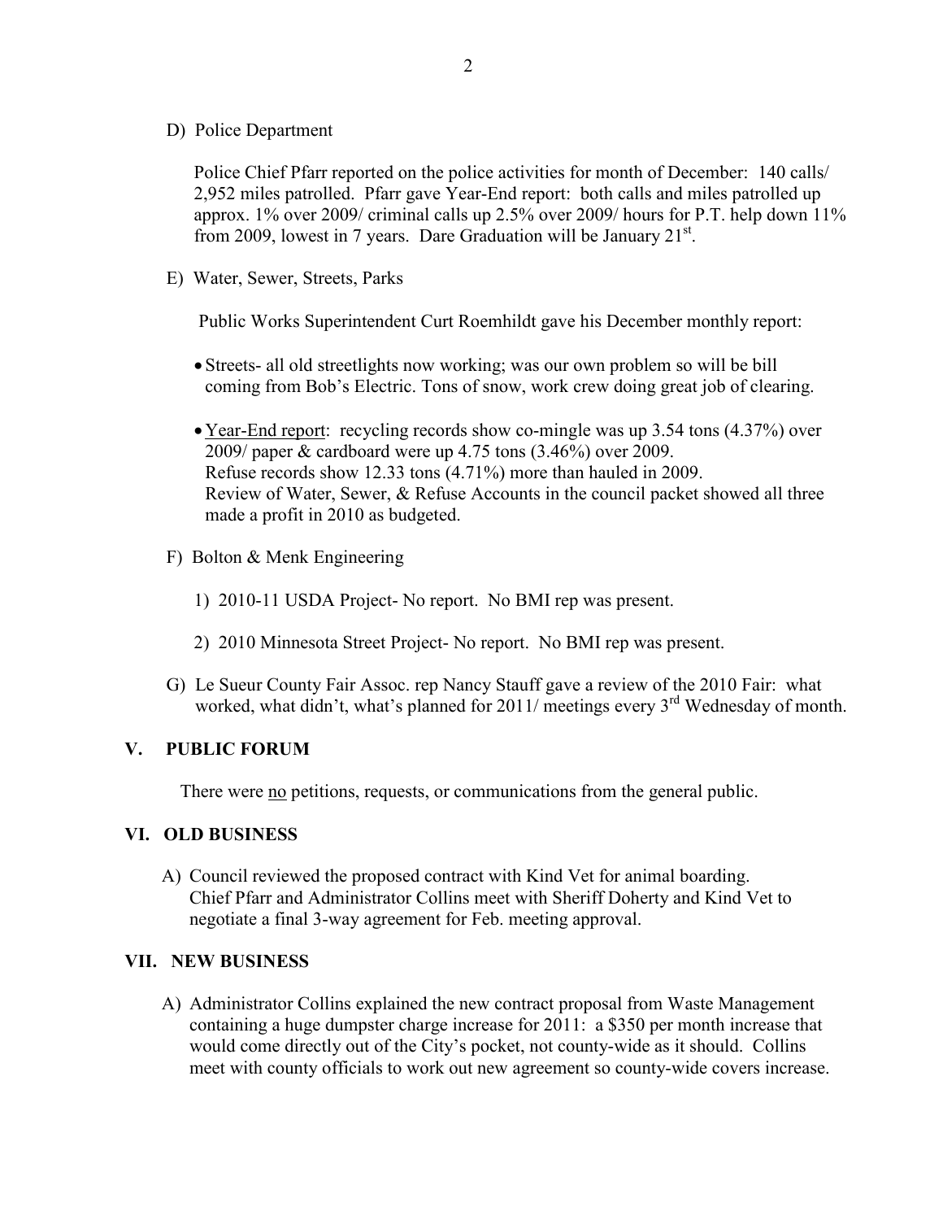D) Police Department

Police Chief Pfarr reported on the police activities for month of December: 140 calls/ 2,952 miles patrolled. Pfarr gave Year-End report: both calls and miles patrolled up approx. 1% over 2009/ criminal calls up 2.5% over 2009/ hours for P.T. help down 11% from 2009, lowest in 7 years. Dare Graduation will be January 21st.

E) Water, Sewer, Streets, Parks

Public Works Superintendent Curt Roemhildt gave his December monthly report:

- Streets- all old streetlights now working; was our own problem so will be bill coming from Bob's Electric. Tons of snow, work crew doing great job of clearing.
- Year-End report: recycling records show co-mingle was up 3.54 tons (4.37%) over 2009/ paper & cardboard were up 4.75 tons (3.46%) over 2009.
  Refuse records show 12.33 tons (4.71%) more than hauled in 2009.
  Review of Water, Sewer, & Refuse Accounts in the council packet showed all three made a profit in 2010 as budgeted.

F) Bolton & Menk Engineering

1) 2010-11 USDA Project- No report. No BMI rep was present.

2) 2010 Minnesota Street Project- No report. No BMI rep was present.

G) Le Sueur County Fair Assoc. rep Nancy Stauff gave a review of the 2010 Fair: what worked, what didn't, what's planned for 2011/ meetings every 3rd Wednesday of month.

## V. PUBLIC FORUM

There were no petitions, requests, or communications from the general public.

## VI. OLD BUSINESS

A) Council reviewed the proposed contract with Kind Vet for animal boarding. Chief Pfarr and Administrator Collins meet with Sheriff Doherty and Kind Vet to negotiate a final 3-way agreement for Feb. meeting approval.

## VII. NEW BUSINESS

A) Administrator Collins explained the new contract proposal from Waste Management containing a huge dumpster charge increase for 2011: a $350 per month increase that would come directly out of the City's pocket, not county-wide as it should. Collins meet with county officials to work out new agreement so county-wide covers increase.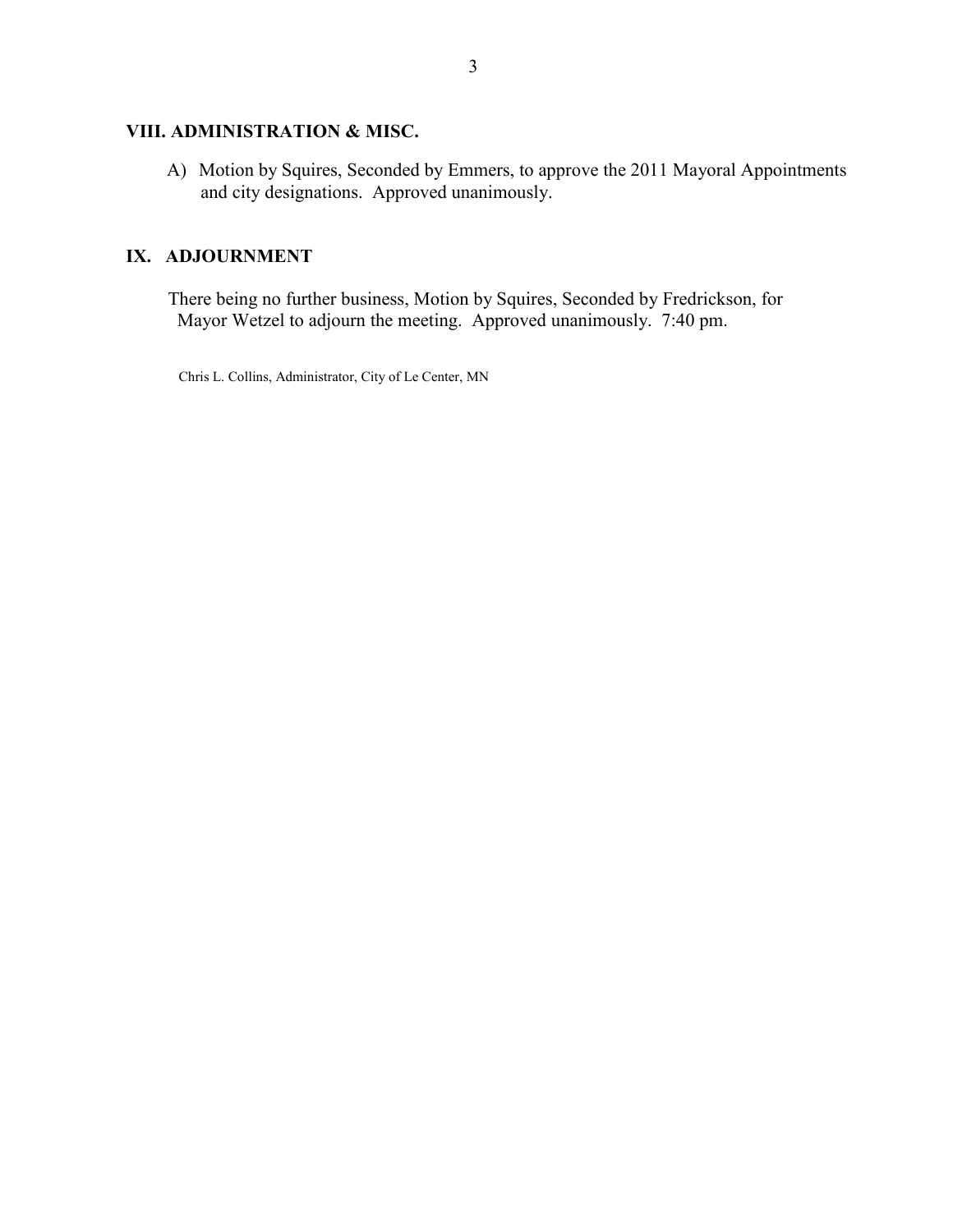## VIII. ADMINISTRATION & MISC.

A) Motion by Squires, Seconded by Emmers, to approve the 2011 Mayoral Appointments and city designations. Approved unanimously.

## IX. ADJOURNMENT

There being no further business, Motion by Squires, Seconded by Fredrickson, for Mayor Wetzel to adjourn the meeting. Approved unanimously. 7:40 pm.

Chris L. Collins, Administrator, City of Le Center, MN